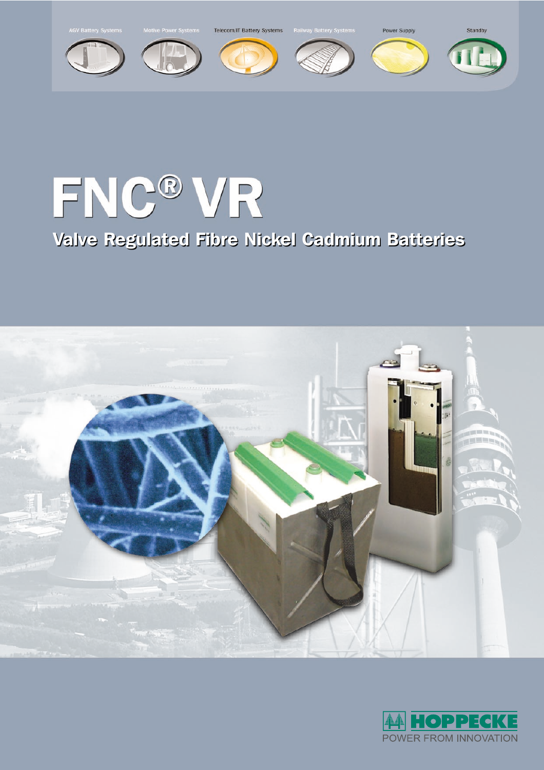AGV Battery Systems | Motive Power Systems | Telecom/IT Battery Systems | Railway Battery Systems | Power Supply | Standby

# FNC® VR

## Valve Regulated Fibre Nickel Cadmium Batteries

HOPPECKE

POWER FROM INNOVATION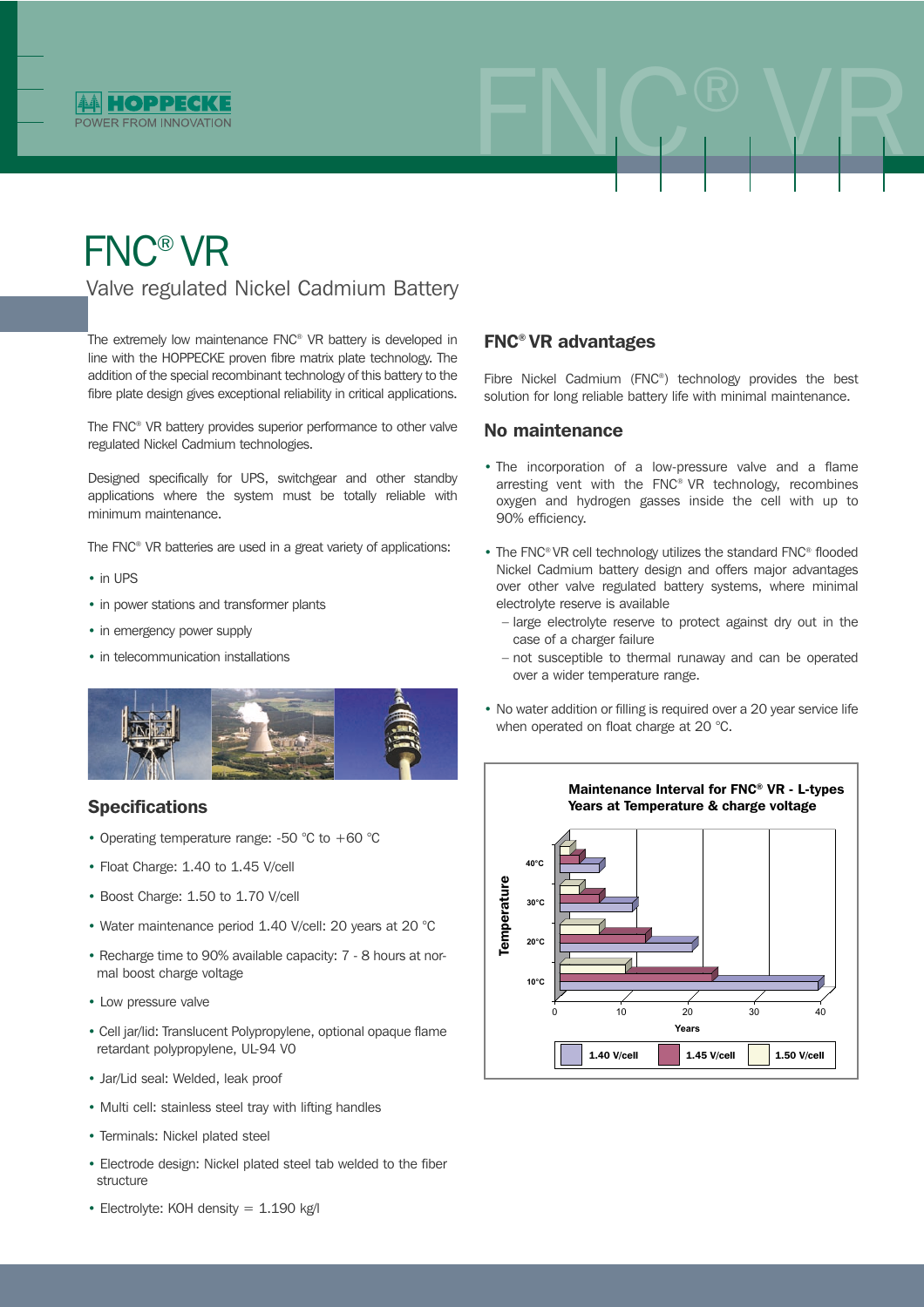# FNC® VR

## Valve regulated Nickel Cadmium Battery

The extremely low maintenance FNC® VR battery is developed in line with the HOPPECKE proven fibre matrix plate technology. The addition of the special recombinant technology of this battery to the fibre plate design gives exceptional reliability in critical applications.

The FNC® VR battery provides superior performance to other valve regulated Nickel Cadmium technologies.

Designed specifically for UPS, switchgear and other standby applications where the system must be totally reliable with minimum maintenance.

The FNC® VR batteries are used in a great variety of applications:

- in UPS
- in power stations and transformer plants
- in emergency power supply
- in telecommunication installations

## Specifications

- Operating temperature range: -50 °C to +60 °C
- Float Charge: 1.40 to 1.45 V/cell
- Boost Charge: 1.50 to 1.70 V/cell
- Water maintenance period 1.40 V/cell: 20 years at 20 °C
- Recharge time to 90% available capacity: 7 - 8 hours at normal boost charge voltage
- Low pressure valve
- Cell jar/lid: Translucent Polypropylene, optional opaque flame retardant polypropylene, UL-94 V0
- Jar/Lid seal: Welded, leak proof
- Multi cell: stainless steel tray with lifting handles
- Terminals: Nickel plated steel
- Electrode design: Nickel plated steel tab welded to the fiber structure
- Electrolyte: KOH density = 1.190 kg/l

## FNC® VR advantages

Fibre Nickel Cadmium (FNC®) technology provides the best solution for long reliable battery life with minimal maintenance.

## No maintenance

- The incorporation of a low-pressure valve and a flame arresting vent with the FNC® VR technology, recombines oxygen and hydrogen gasses inside the cell with up to 90% efficiency.
- The FNC® VR cell technology utilizes the standard FNC® flooded Nickel Cadmium battery design and offers major advantages over other valve regulated battery systems, where minimal electrolyte reserve is available
  - large electrolyte reserve to protect against dry out in the case of a charger failure
  - not susceptible to thermal runaway and can be operated over a wider temperature range.
- No water addition or filling is required over a 20 year service life when operated on float charge at 20 °C.

**Maintenance Interval for FNC® VR - L-types**
**Years at Temperature & charge voltage**

| Temperature | 1.40 V/cell | 1.45 V/cell | 1.50 V/cell |
|---|---|---|---|
| 10°C | 40 | 24 | 10 |
| 20°C | 20 | 13 | 6 |
| 30°C | 11 | 6 | 3 |
| 40°C | 6 | 3 | 2 |

Years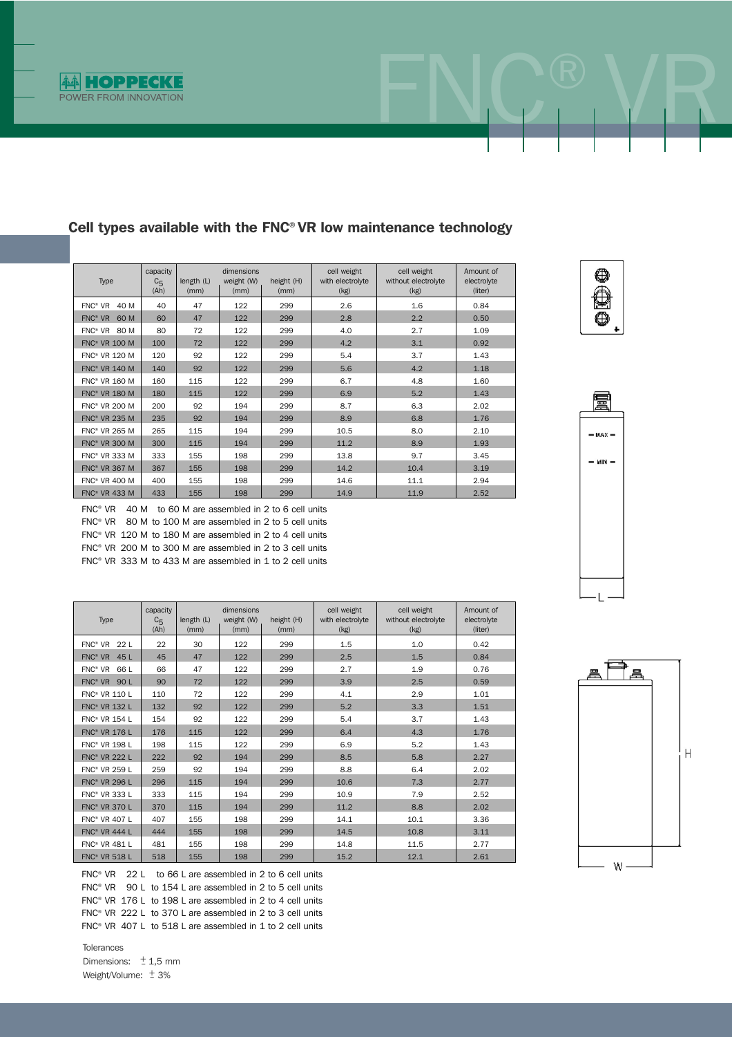## Cell types available with the FNC® VR low maintenance technology

| Type | capacity $C_5$ (Ah) | dimensions length (L) (mm) | weight (W) (mm) | height (H) (mm) | cell weight with electrolyte (kg) | cell weight without electrolyte (kg) | Amount of electrolyte (liter) |
|---|---|---|---|---|---|---|---|
| FNC® VR 40 M | 40 | 47 | 122 | 299 | 2.6 | 1.6 | 0.84 |
| FNC® VR 60 M | 60 | 47 | 122 | 299 | 2.8 | 2.2 | 0.50 |
| FNC® VR 80 M | 80 | 72 | 122 | 299 | 4.0 | 2.7 | 1.09 |
| FNC® VR 100 M | 100 | 72 | 122 | 299 | 4.2 | 3.1 | 0.92 |
| FNC® VR 120 M | 120 | 92 | 122 | 299 | 5.4 | 3.7 | 1.43 |
| FNC® VR 140 M | 140 | 92 | 122 | 299 | 5.6 | 4.2 | 1.18 |
| FNC® VR 160 M | 160 | 115 | 122 | 299 | 6.7 | 4.8 | 1.60 |
| FNC® VR 180 M | 180 | 115 | 122 | 299 | 6.9 | 5.2 | 1.43 |
| FNC® VR 200 M | 200 | 92 | 194 | 299 | 8.7 | 6.3 | 2.02 |
| FNC® VR 235 M | 235 | 92 | 194 | 299 | 8.9 | 6.8 | 1.76 |
| FNC® VR 265 M | 265 | 115 | 194 | 299 | 10.5 | 8.0 | 2.10 |
| FNC® VR 300 M | 300 | 115 | 194 | 299 | 11.2 | 8.9 | 1.93 |
| FNC® VR 333 M | 333 | 155 | 198 | 299 | 13.8 | 9.7 | 3.45 |
| FNC® VR 367 M | 367 | 155 | 198 | 299 | 14.2 | 10.4 | 3.19 |
| FNC® VR 400 M | 400 | 155 | 198 | 299 | 14.6 | 11.1 | 2.94 |
| FNC® VR 433 M | 433 | 155 | 198 | 299 | 14.9 | 11.9 | 2.52 |

FNC® VR 40 M to 60 M are assembled in 2 to 6 cell units
FNC® VR 80 M to 100 M are assembled in 2 to 5 cell units
FNC® VR 120 M to 180 M are assembled in 2 to 4 cell units
FNC® VR 200 M to 300 M are assembled in 2 to 3 cell units
FNC® VR 333 M to 433 M are assembled in 1 to 2 cell units

| Type | capacity $C_5$ (Ah) | dimensions length (L) (mm) | weight (W) (mm) | height (H) (mm) | cell weight with electrolyte (kg) | cell weight without electrolyte (kg) | Amount of electrolyte (liter) |
|---|---|---|---|---|---|---|---|
| FNC® VR 22 L | 22 | 30 | 122 | 299 | 1.5 | 1.0 | 0.42 |
| FNC® VR 45 L | 45 | 47 | 122 | 299 | 2.5 | 1.5 | 0.84 |
| FNC® VR 66 L | 66 | 47 | 122 | 299 | 2.7 | 1.9 | 0.76 |
| FNC® VR 90 L | 90 | 72 | 122 | 299 | 3.9 | 2.5 | 0.59 |
| FNC® VR 110 L | 110 | 72 | 122 | 299 | 4.1 | 2.9 | 1.01 |
| FNC® VR 132 L | 132 | 92 | 122 | 299 | 5.2 | 3.3 | 1.51 |
| FNC® VR 154 L | 154 | 92 | 122 | 299 | 5.4 | 3.7 | 1.43 |
| FNC® VR 176 L | 176 | 115 | 122 | 299 | 6.4 | 4.3 | 1.76 |
| FNC® VR 198 L | 198 | 115 | 122 | 299 | 6.9 | 5.2 | 1.43 |
| FNC® VR 222 L | 222 | 92 | 194 | 299 | 8.5 | 5.8 | 2.27 |
| FNC® VR 259 L | 259 | 92 | 194 | 299 | 8.8 | 6.4 | 2.02 |
| FNC® VR 296 L | 296 | 115 | 194 | 299 | 10.6 | 7.3 | 2.77 |
| FNC® VR 333 L | 333 | 115 | 194 | 299 | 10.9 | 7.9 | 2.52 |
| FNC® VR 370 L | 370 | 115 | 194 | 299 | 11.2 | 8.8 | 2.02 |
| FNC® VR 407 L | 407 | 155 | 198 | 299 | 14.1 | 10.1 | 3.36 |
| FNC® VR 444 L | 444 | 155 | 198 | 299 | 14.5 | 10.8 | 3.11 |
| FNC® VR 481 L | 481 | 155 | 198 | 299 | 14.8 | 11.5 | 2.77 |
| FNC® VR 518 L | 518 | 155 | 198 | 299 | 15.2 | 12.1 | 2.61 |

FNC® VR 22 L to 66 L are assembled in 2 to 6 cell units
FNC® VR 90 L to 154 L are assembled in 2 to 5 cell units
FNC® VR 176 L to 198 L are assembled in 2 to 4 cell units
FNC® VR 222 L to 370 L are assembled in 2 to 3 cell units
FNC® VR 407 L to 518 L are assembled in 1 to 2 cell units

Tolerances
Dimensions: ± 1,5 mm
Weight/Volume: ± 3%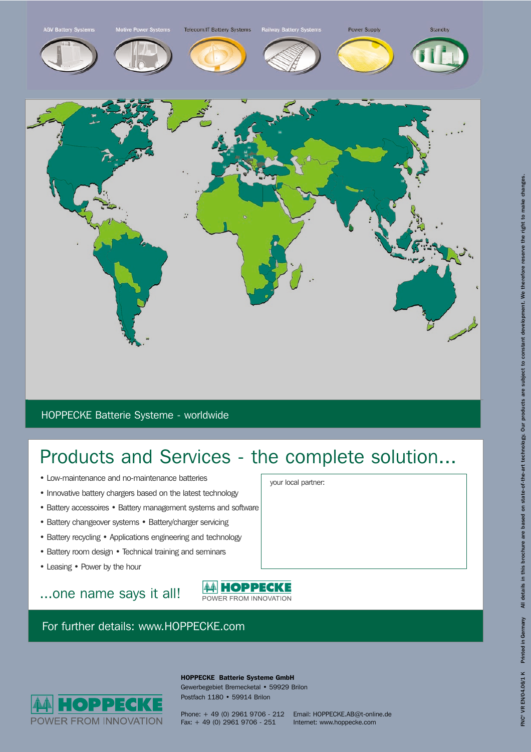AGV Battery Systems

Motive Power Systems

Telecom/IT Battery Systems

Railway Battery Systems

Power Supply

Standby

HOPPECKE Batterie Systeme - worldwide

# Products and Services - the complete solution...

- Low-maintenance and no-maintenance batteries
- Innovative battery chargers based on the latest technology
- Battery accessoires • Battery management systems and software
- Battery changeover systems • Battery/charger servicing
- Battery recycling • Applications engineering and technology
- Battery room design • Technical training and seminars
- Leasing • Power by the hour

your local partner:

...one name says it all!

HOPPECKE
POWER FROM INNOVATION

For further details: www.HOPPECKE.com

HOPPECKE
POWER FROM INNOVATION

**HOPPECKE Batterie Systeme GmbH**
Gewerbegebiet Bremecketal • 59929 Brilon
Postfach 1180 • 59914 Brilon

Phone: + 49 (0) 2961 9706 - 212
Fax: + 49 (0) 2961 9706 - 251

Email: HOPPECKE.AB@t-online.de
Internet: www.hoppecke.com

FNC® VR EN/04.06/1 K Printed in Germany All details in this brochure are based on state-of-the-art technology. Our products are subject to constant development. We therefore reserve the right to make changes.